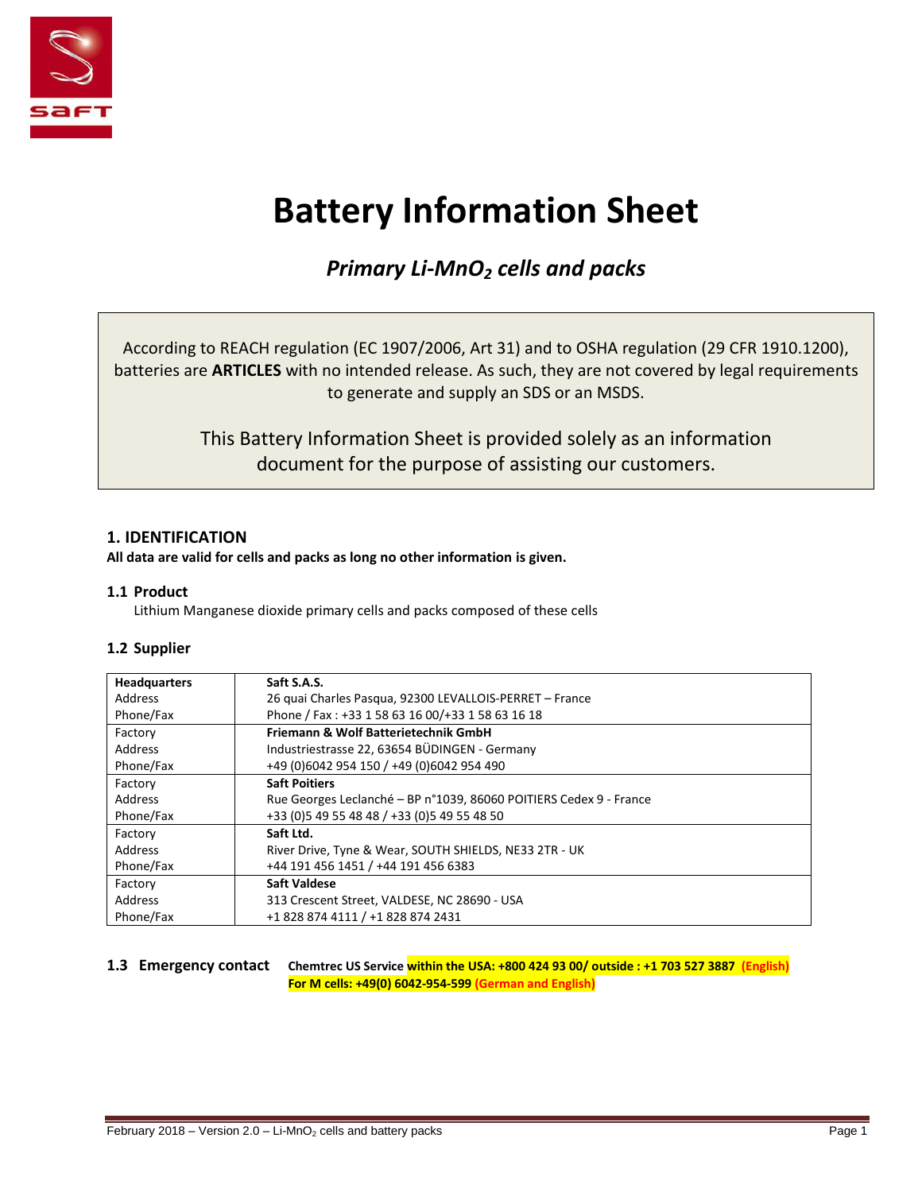# Battery Information Sheet

## *Primary Li-$MnO_2$ cells and packs*

According to REACH regulation (EC 1907/2006, Art 31) and to OSHA regulation (29 CFR 1910.1200), batteries are **ARTICLES** with no intended release. As such, they are not covered by legal requirements to generate and supply an SDS or an MSDS.

This Battery Information Sheet is provided solely as an information document for the purpose of assisting our customers.

## 1. IDENTIFICATION

**All data are valid for cells and packs as long no other information is given.**

### 1.1 Product

Lithium Manganese dioxide primary cells and packs composed of these cells

### 1.2 Supplier

| | |
|---|---|
| **Headquarters** | **Saft S.A.S.** |
| Address | 26 quai Charles Pasqua, 92300 LEVALLOIS-PERRET – France |
| Phone/Fax | Phone / Fax : +33 1 58 63 16 00/+33 1 58 63 16 18 |
| Factory | **Friemann & Wolf Batterietechnik GmbH** |
| Address | Industriestrasse 22, 63654 BÜDINGEN - Germany |
| Phone/Fax | +49 (0)6042 954 150 / +49 (0)6042 954 490 |
| Factory | **Saft Poitiers** |
| Address | Rue Georges Leclanché – BP n°1039, 86060 POITIERS Cedex 9 - France |
| Phone/Fax | +33 (0)5 49 55 48 48 / +33 (0)5 49 55 48 50 |
| Factory | **Saft Ltd.** |
| Address | River Drive, Tyne & Wear, SOUTH SHIELDS, NE33 2TR - UK |
| Phone/Fax | +44 191 456 1451 / +44 191 456 6383 |
| Factory | **Saft Valdese** |
| Address | 313 Crescent Street, VALDESE, NC 28690 - USA |
| Phone/Fax | +1 828 874 4111 / +1 828 874 2431 |

### 1.3 Emergency contact

**Chemtrec US Service within the USA: +800 424 93 00/ outside : +1 703 527 3887 (English)**
**For M cells: +49(0) 6042-954-599 (German and English)**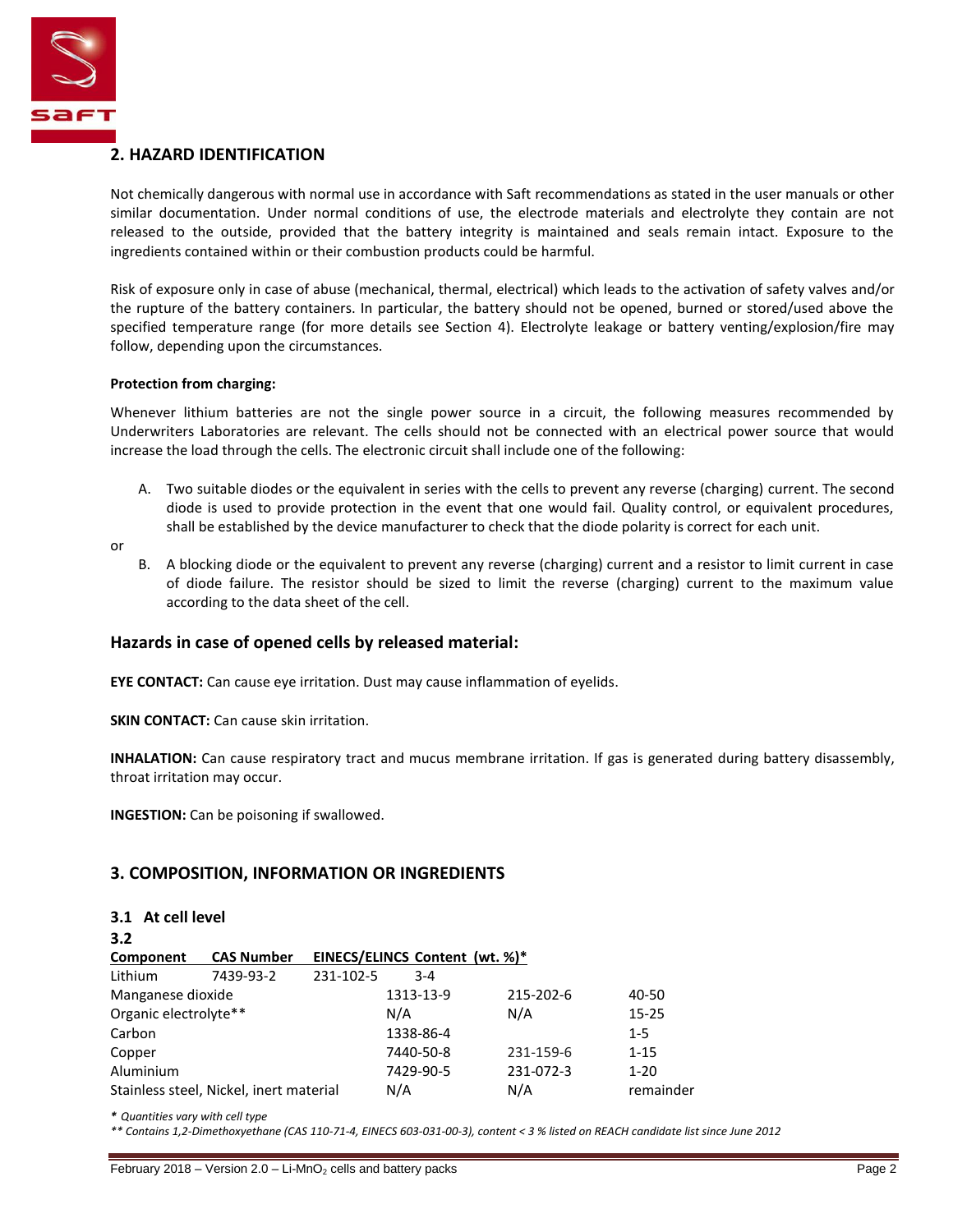## 2. HAZARD IDENTIFICATION

Not chemically dangerous with normal use in accordance with Saft recommendations as stated in the user manuals or other similar documentation. Under normal conditions of use, the electrode materials and electrolyte they contain are not released to the outside, provided that the battery integrity is maintained and seals remain intact. Exposure to the ingredients contained within or their combustion products could be harmful.

Risk of exposure only in case of abuse (mechanical, thermal, electrical) which leads to the activation of safety valves and/or the rupture of the battery containers. In particular, the battery should not be opened, burned or stored/used above the specified temperature range (for more details see Section 4). Electrolyte leakage or battery venting/explosion/fire may follow, depending upon the circumstances.

**Protection from charging:**

Whenever lithium batteries are not the single power source in a circuit, the following measures recommended by Underwriters Laboratories are relevant. The cells should not be connected with an electrical power source that would increase the load through the cells. The electronic circuit shall include one of the following:

A. Two suitable diodes or the equivalent in series with the cells to prevent any reverse (charging) current. The second diode is used to provide protection in the event that one would fail. Quality control, or equivalent procedures, shall be established by the device manufacturer to check that the diode polarity is correct for each unit.

or

B. A blocking diode or the equivalent to prevent any reverse (charging) current and a resistor to limit current in case of diode failure. The resistor should be sized to limit the reverse (charging) current to the maximum value according to the data sheet of the cell.

### Hazards in case of opened cells by released material:

**EYE CONTACT:** Can cause eye irritation. Dust may cause inflammation of eyelids.

**SKIN CONTACT:** Can cause skin irritation.

**INHALATION:** Can cause respiratory tract and mucus membrane irritation. If gas is generated during battery disassembly, throat irritation may occur.

**INGESTION:** Can be poisoning if swallowed.

## 3. COMPOSITION, INFORMATION OR INGREDIENTS

### 3.1 At cell level

### 3.2

| Component | CAS Number | EINECS/ELINCS | Content (wt. %)* |
|---|---|---|---|
| Lithium | 7439-93-2 | 231-102-5 | 3-4 |
| Manganese dioxide | 1313-13-9 | 215-202-6 | 40-50 |
| Organic electrolyte** | N/A | N/A | 15-25 |
| Carbon | 1338-86-4 | | 1-5 |
| Copper | 7440-50-8 | 231-159-6 | 1-15 |
| Aluminium | 7429-90-5 | 231-072-3 | 1-20 |
| Stainless steel, Nickel, inert material | N/A | N/A | remainder |

*\* Quantities vary with cell type*

*\*\* Contains 1,2-Dimethoxyethane (CAS 110-71-4, EINECS 603-031-00-3), content < 3 % listed on REACH candidate list since June 2012*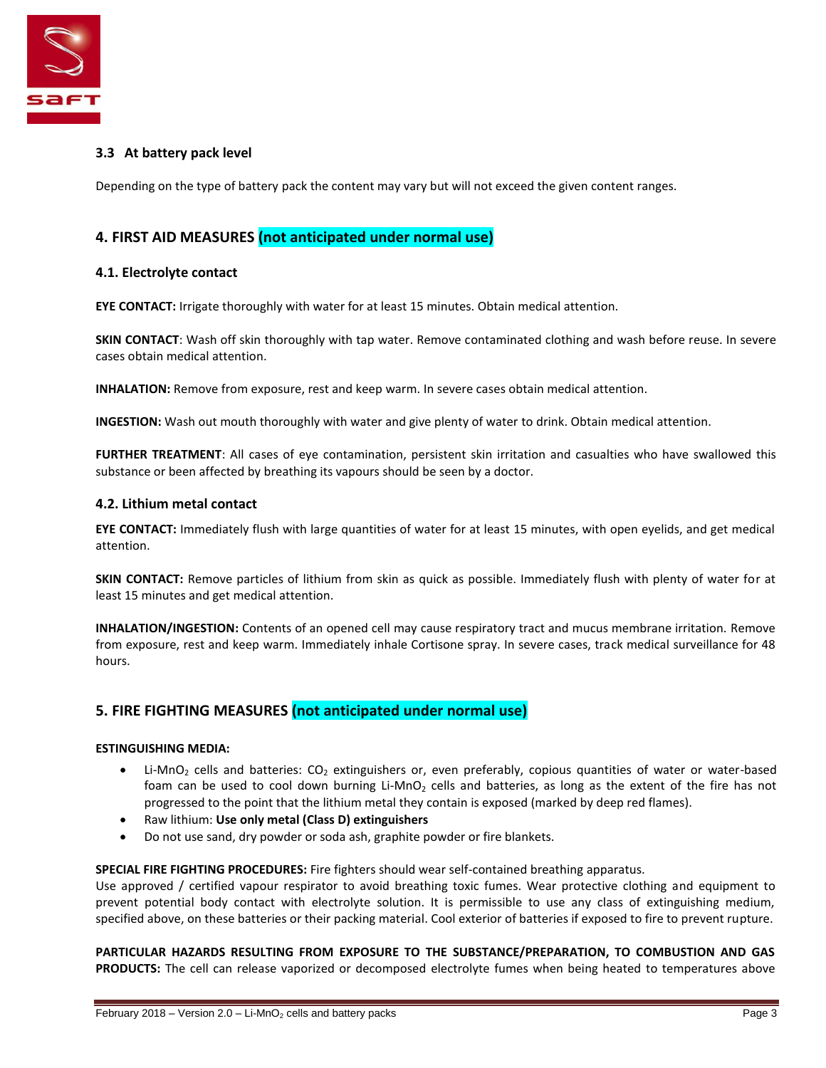### 3.3 At battery pack level

Depending on the type of battery pack the content may vary but will not exceed the given content ranges.

## 4. FIRST AID MEASURES (not anticipated under normal use)

### 4.1. Electrolyte contact

**EYE CONTACT:** Irrigate thoroughly with water for at least 15 minutes. Obtain medical attention.

**SKIN CONTACT**: Wash off skin thoroughly with tap water. Remove contaminated clothing and wash before reuse. In severe cases obtain medical attention.

**INHALATION:** Remove from exposure, rest and keep warm. In severe cases obtain medical attention.

**INGESTION:** Wash out mouth thoroughly with water and give plenty of water to drink. Obtain medical attention.

**FURTHER TREATMENT**: All cases of eye contamination, persistent skin irritation and casualties who have swallowed this substance or been affected by breathing its vapours should be seen by a doctor.

### 4.2. Lithium metal contact

**EYE CONTACT:** Immediately flush with large quantities of water for at least 15 minutes, with open eyelids, and get medical attention.

**SKIN CONTACT:** Remove particles of lithium from skin as quick as possible. Immediately flush with plenty of water for at least 15 minutes and get medical attention.

**INHALATION/INGESTION:** Contents of an opened cell may cause respiratory tract and mucus membrane irritation. Remove from exposure, rest and keep warm. Immediately inhale Cortisone spray. In severe cases, track medical surveillance for 48 hours.

## 5. FIRE FIGHTING MEASURES (not anticipated under normal use)

**ESTINGUISHING MEDIA:**

- Li-$MnO_2$ cells and batteries: $CO_2$ extinguishers or, even preferably, copious quantities of water or water-based foam can be used to cool down burning Li-$MnO_2$ cells and batteries, as long as the extent of the fire has not progressed to the point that the lithium metal they contain is exposed (marked by deep red flames).
- Raw lithium: **Use only metal (Class D) extinguishers**
- Do not use sand, dry powder or soda ash, graphite powder or fire blankets.

**SPECIAL FIRE FIGHTING PROCEDURES:** Fire fighters should wear self-contained breathing apparatus.
Use approved / certified vapour respirator to avoid breathing toxic fumes. Wear protective clothing and equipment to prevent potential body contact with electrolyte solution. It is permissible to use any class of extinguishing medium, specified above, on these batteries or their packing material. Cool exterior of batteries if exposed to fire to prevent rupture.

**PARTICULAR HAZARDS RESULTING FROM EXPOSURE TO THE SUBSTANCE/PREPARATION, TO COMBUSTION AND GAS PRODUCTS:** The cell can release vaporized or decomposed electrolyte fumes when being heated to temperatures above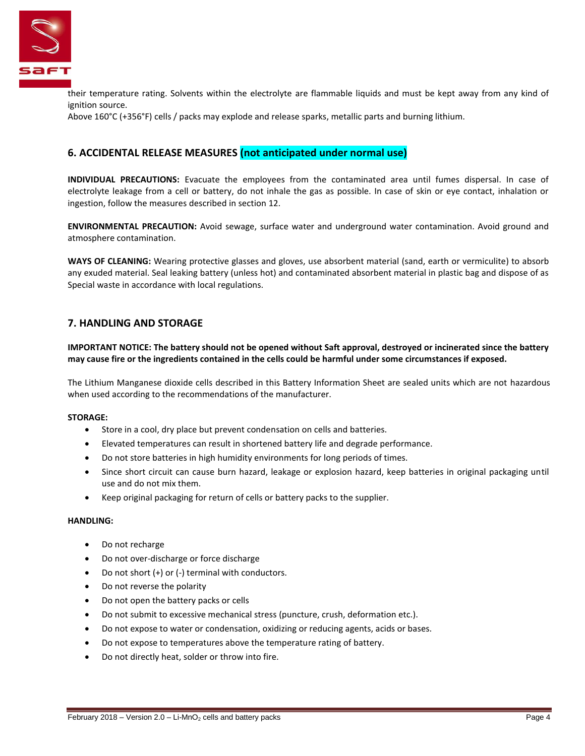their temperature rating. Solvents within the electrolyte are flammable liquids and must be kept away from any kind of ignition source.
Above 160°C (+356°F) cells / packs may explode and release sparks, metallic parts and burning lithium.

## 6. ACCIDENTAL RELEASE MEASURES (not anticipated under normal use)

**INDIVIDUAL PRECAUTIONS:** Evacuate the employees from the contaminated area until fumes dispersal. In case of electrolyte leakage from a cell or battery, do not inhale the gas as possible. In case of skin or eye contact, inhalation or ingestion, follow the measures described in section 12.

**ENVIRONMENTAL PRECAUTION:** Avoid sewage, surface water and underground water contamination. Avoid ground and atmosphere contamination.

**WAYS OF CLEANING:** Wearing protective glasses and gloves, use absorbent material (sand, earth or vermiculite) to absorb any exuded material. Seal leaking battery (unless hot) and contaminated absorbent material in plastic bag and dispose of as Special waste in accordance with local regulations.

## 7. HANDLING AND STORAGE

**IMPORTANT NOTICE: The battery should not be opened without Saft approval, destroyed or incinerated since the battery may cause fire or the ingredients contained in the cells could be harmful under some circumstances if exposed.**

The Lithium Manganese dioxide cells described in this Battery Information Sheet are sealed units which are not hazardous when used according to the recommendations of the manufacturer.

**STORAGE:**

- Store in a cool, dry place but prevent condensation on cells and batteries.
- Elevated temperatures can result in shortened battery life and degrade performance.
- Do not store batteries in high humidity environments for long periods of times.
- Since short circuit can cause burn hazard, leakage or explosion hazard, keep batteries in original packaging until use and do not mix them.
- Keep original packaging for return of cells or battery packs to the supplier.

**HANDLING:**

- Do not recharge
- Do not over-discharge or force discharge
- Do not short (+) or (-) terminal with conductors.
- Do not reverse the polarity
- Do not open the battery packs or cells
- Do not submit to excessive mechanical stress (puncture, crush, deformation etc.).
- Do not expose to water or condensation, oxidizing or reducing agents, acids or bases.
- Do not expose to temperatures above the temperature rating of battery.
- Do not directly heat, solder or throw into fire.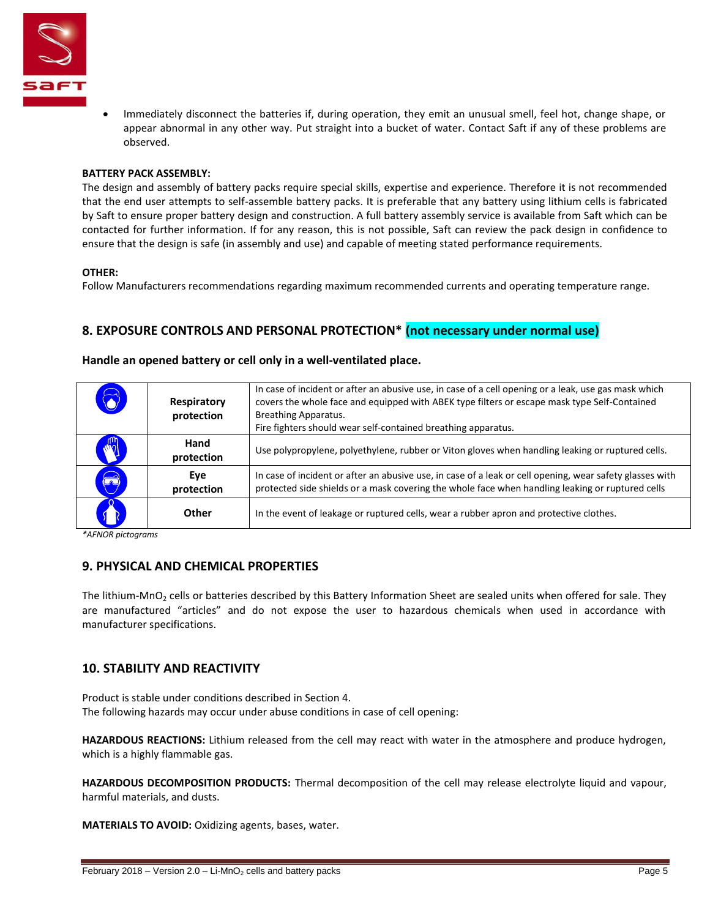- Immediately disconnect the batteries if, during operation, they emit an unusual smell, feel hot, change shape, or appear abnormal in any other way. Put straight into a bucket of water. Contact Saft if any of these problems are observed.

**BATTERY PACK ASSEMBLY:**

The design and assembly of battery packs require special skills, expertise and experience. Therefore it is not recommended that the end user attempts to self-assemble battery packs. It is preferable that any battery using lithium cells is fabricated by Saft to ensure proper battery design and construction. A full battery assembly service is available from Saft which can be contacted for further information. If for any reason, this is not possible, Saft can review the pack design in confidence to ensure that the design is safe (in assembly and use) and capable of meeting stated performance requirements.

**OTHER:**

Follow Manufacturers recommendations regarding maximum recommended currents and operating temperature range.

## 8. EXPOSURE CONTROLS AND PERSONAL PROTECTION* (not necessary under normal use)

**Handle an opened battery or cell only in a well-ventilated place.**

| | | |
|---|---|---|
| | **Respiratory protection** | In case of incident or after an abusive use, in case of a cell opening or a leak, use gas mask which covers the whole face and equipped with ABEK type filters or escape mask type Self-Contained Breathing Apparatus. Fire fighters should wear self-contained breathing apparatus. |
| | **Hand protection** | Use polypropylene, polyethylene, rubber or Viton gloves when handling leaking or ruptured cells. |
| | **Eye protection** | In case of incident or after an abusive use, in case of a leak or cell opening, wear safety glasses with protected side shields or a mask covering the whole face when handling leaking or ruptured cells |
| | **Other** | In the event of leakage or ruptured cells, wear a rubber apron and protective clothes. |

*\*AFNOR pictograms*

## 9. PHYSICAL AND CHEMICAL PROPERTIES

The lithium-$MnO_2$ cells or batteries described by this Battery Information Sheet are sealed units when offered for sale. They are manufactured “articles” and do not expose the user to hazardous chemicals when used in accordance with manufacturer specifications.

## 10. STABILITY AND REACTIVITY

Product is stable under conditions described in Section 4.
The following hazards may occur under abuse conditions in case of cell opening:

**HAZARDOUS REACTIONS:** Lithium released from the cell may react with water in the atmosphere and produce hydrogen, which is a highly flammable gas.

**HAZARDOUS DECOMPOSITION PRODUCTS:** Thermal decomposition of the cell may release electrolyte liquid and vapour, harmful materials, and dusts.

**MATERIALS TO AVOID:** Oxidizing agents, bases, water.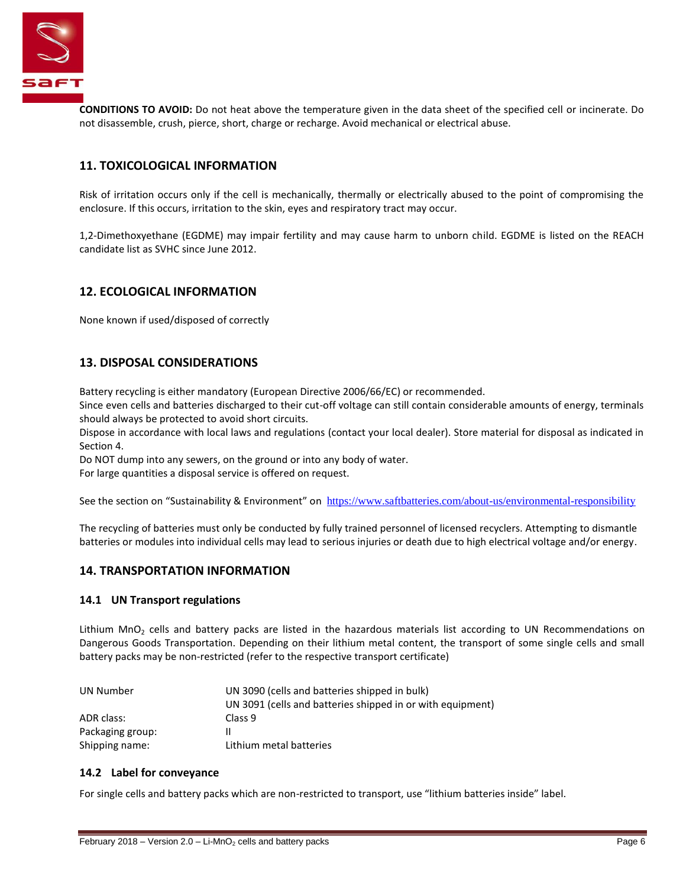**CONDITIONS TO AVOID:** Do not heat above the temperature given in the data sheet of the specified cell or incinerate. Do not disassemble, crush, pierce, short, charge or recharge. Avoid mechanical or electrical abuse.

## 11. TOXICOLOGICAL INFORMATION

Risk of irritation occurs only if the cell is mechanically, thermally or electrically abused to the point of compromising the enclosure. If this occurs, irritation to the skin, eyes and respiratory tract may occur.

1,2-Dimethoxyethane (EGDME) may impair fertility and may cause harm to unborn child. EGDME is listed on the REACH candidate list as SVHC since June 2012.

## 12. ECOLOGICAL INFORMATION

None known if used/disposed of correctly

## 13. DISPOSAL CONSIDERATIONS

Battery recycling is either mandatory (European Directive 2006/66/EC) or recommended.
Since even cells and batteries discharged to their cut-off voltage can still contain considerable amounts of energy, terminals should always be protected to avoid short circuits.
Dispose in accordance with local laws and regulations (contact your local dealer). Store material for disposal as indicated in Section 4.
Do NOT dump into any sewers, on the ground or into any body of water.
For large quantities a disposal service is offered on request.

See the section on "Sustainability & Environment" on https://www.saftbatteries.com/about-us/environmental-responsibility

The recycling of batteries must only be conducted by fully trained personnel of licensed recyclers. Attempting to dismantle batteries or modules into individual cells may lead to serious injuries or death due to high electrical voltage and/or energy.

## 14. TRANSPORTATION INFORMATION

### 14.1 UN Transport regulations

Lithium $MnO_2$ cells and battery packs are listed in the hazardous materials list according to UN Recommendations on Dangerous Goods Transportation. Depending on their lithium metal content, the transport of some single cells and small battery packs may be non-restricted (refer to the respective transport certificate)

| | |
|---|---|
| UN Number | UN 3090 (cells and batteries shipped in bulk)<br>UN 3091 (cells and batteries shipped in or with equipment) |
| ADR class: | Class 9 |
| Packaging group: | II |
| Shipping name: | Lithium metal batteries |

### 14.2 Label for conveyance

For single cells and battery packs which are non-restricted to transport, use "lithium batteries inside" label.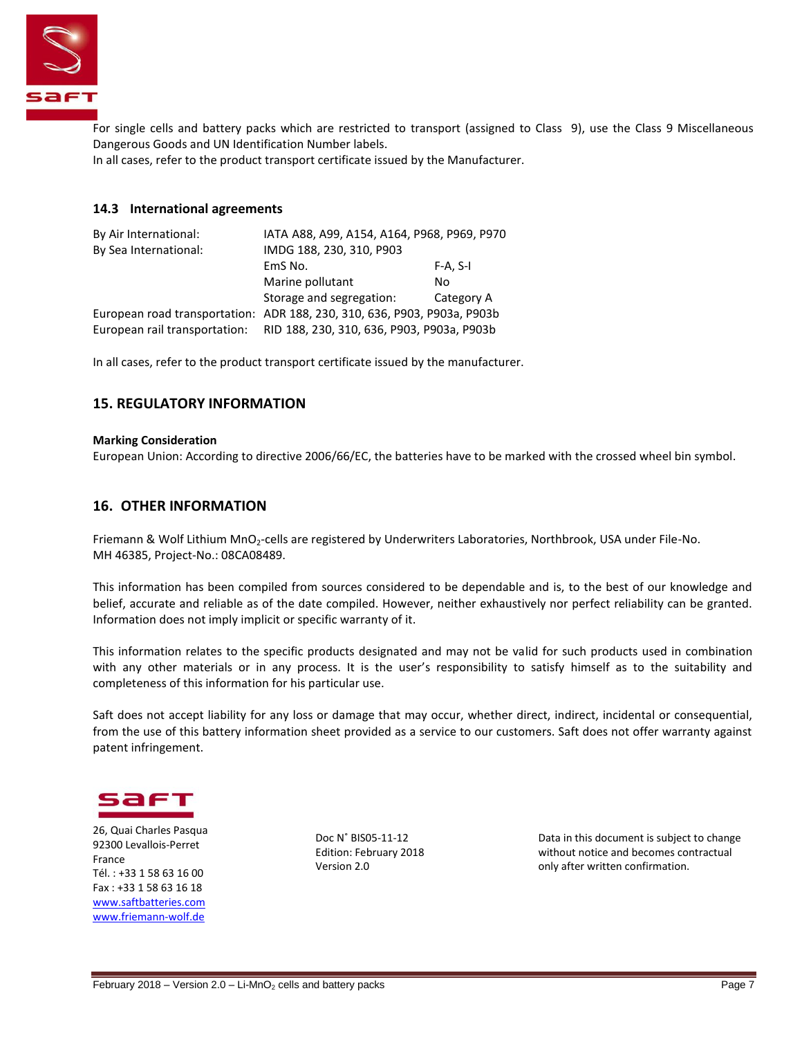For single cells and battery packs which are restricted to transport (assigned to Class 9), use the Class 9 Miscellaneous Dangerous Goods and UN Identification Number labels.
In all cases, refer to the product transport certificate issued by the Manufacturer.

### 14.3 International agreements

| | | |
|---|---|---|
| By Air International: | IATA A88, A99, A154, A164, P968, P969, P970 | |
| By Sea International: | IMDG 188, 230, 310, P903 | |
| | EmS No. | F-A, S-I |
| | Marine pollutant | No |
| | Storage and segregation: | Category A |
| European road transportation: | ADR 188, 230, 310, 636, P903, P903a, P903b | |
| European rail transportation: | RID 188, 230, 310, 636, P903, P903a, P903b | |

In all cases, refer to the product transport certificate issued by the manufacturer.

## 15. REGULATORY INFORMATION

**Marking Consideration**
European Union: According to directive 2006/66/EC, the batteries have to be marked with the crossed wheel bin symbol.

## 16. OTHER INFORMATION

Friemann & Wolf Lithium $MnO_2$-cells are registered by Underwriters Laboratories, Northbrook, USA under File-No. MH 46385, Project-No.: 08CA08489.

This information has been compiled from sources considered to be dependable and is, to the best of our knowledge and belief, accurate and reliable as of the date compiled. However, neither exhaustively nor perfect reliability can be granted. Information does not imply implicit or specific warranty of it.

This information relates to the specific products designated and may not be valid for such products used in combination with any other materials or in any process. It is the user's responsibility to satisfy himself as to the suitability and completeness of this information for his particular use.

Saft does not accept liability for any loss or damage that may occur, whether direct, indirect, incidental or consequential, from the use of this battery information sheet provided as a service to our customers. Saft does not offer warranty against patent infringement.

saft
26, Quai Charles Pasqua
92300 Levallois-Perret
France
Tél. : +33 1 58 63 16 00
Fax : +33 1 58 63 16 18
www.saftbatteries.com
www.friemann-wolf.de

Doc N° BIS05-11-12
Edition: February 2018
Version 2.0

Data in this document is subject to change without notice and becomes contractual only after written confirmation.